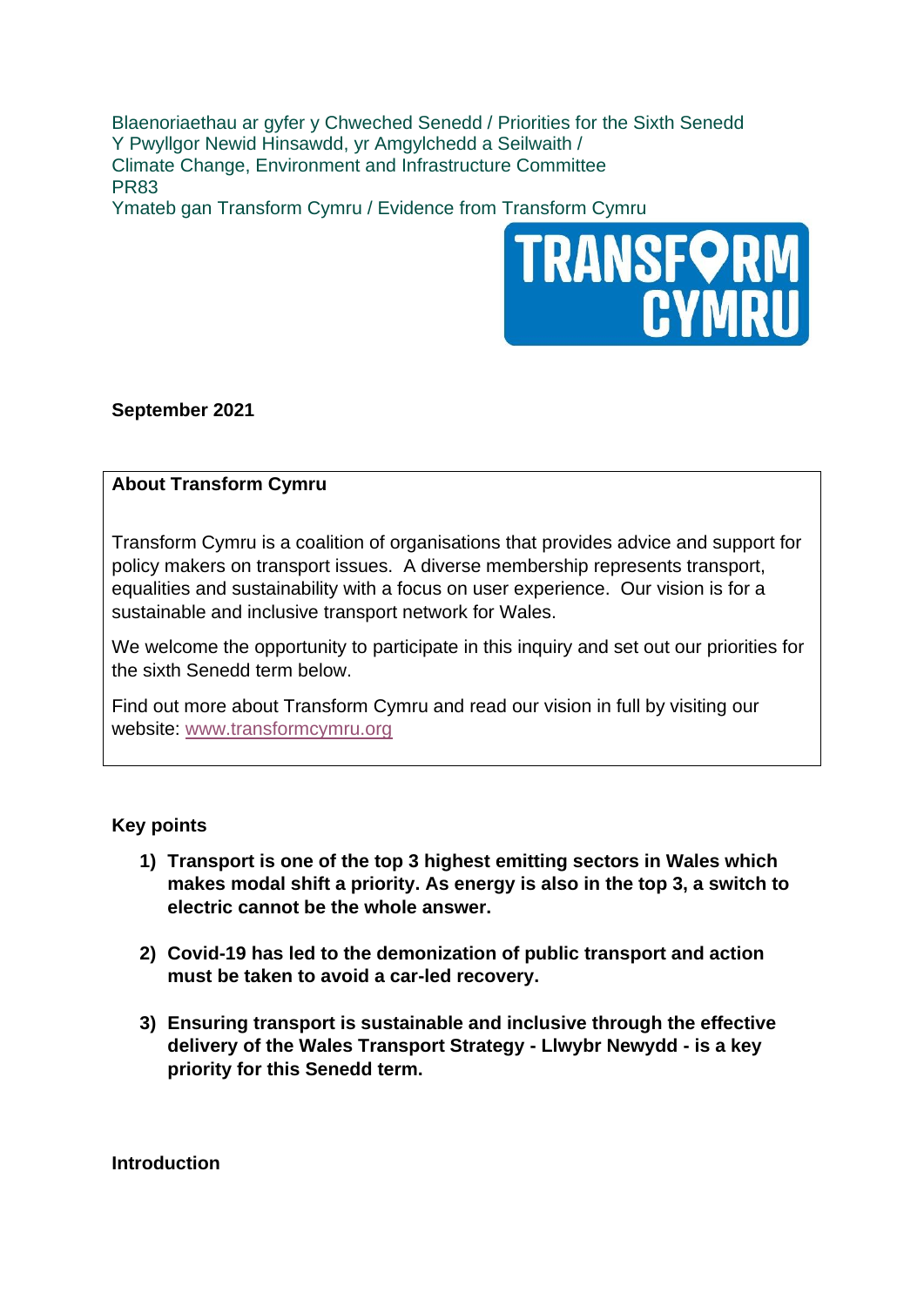Blaenoriaethau ar gyfer y Chweched Senedd / Priorities for the Sixth Senedd
Y Pwyllgor Newid Hinsawdd, yr Amgylchedd a Seilwaith /
Climate Change, Environment and Infrastructure Committee
PR83
Ymateb gan Transform Cymru / Evidence from Transform Cymru

**September 2021**

**About Transform Cymru**

Transform Cymru is a coalition of organisations that provides advice and support for policy makers on transport issues. A diverse membership represents transport, equalities and sustainability with a focus on user experience. Our vision is for a sustainable and inclusive transport network for Wales.

We welcome the opportunity to participate in this inquiry and set out our priorities for the sixth Senedd term below.

Find out more about Transform Cymru and read our vision in full by visiting our website: [www.transformcymru.org](http://www.transformcymru.org)

**Key points**

1) **Transport is one of the top 3 highest emitting sectors in Wales which makes modal shift a priority. As energy is also in the top 3, a switch to electric cannot be the whole answer.**

2) **Covid-19 has led to the demonization of public transport and action must be taken to avoid a car-led recovery.**

3) **Ensuring transport is sustainable and inclusive through the effective delivery of the Wales Transport Strategy - Llwybr Newydd - is a key priority for this Senedd term.**

**Introduction**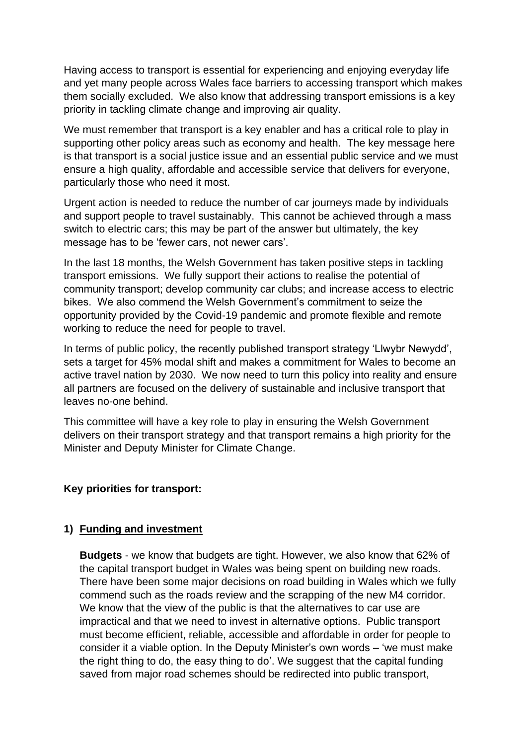Having access to transport is essential for experiencing and enjoying everyday life and yet many people across Wales face barriers to accessing transport which makes them socially excluded. We also know that addressing transport emissions is a key priority in tackling climate change and improving air quality.

We must remember that transport is a key enabler and has a critical role to play in supporting other policy areas such as economy and health. The key message here is that transport is a social justice issue and an essential public service and we must ensure a high quality, affordable and accessible service that delivers for everyone, particularly those who need it most.

Urgent action is needed to reduce the number of car journeys made by individuals and support people to travel sustainably. This cannot be achieved through a mass switch to electric cars; this may be part of the answer but ultimately, the key message has to be 'fewer cars, not newer cars'.

In the last 18 months, the Welsh Government has taken positive steps in tackling transport emissions. We fully support their actions to realise the potential of community transport; develop community car clubs; and increase access to electric bikes. We also commend the Welsh Government's commitment to seize the opportunity provided by the Covid-19 pandemic and promote flexible and remote working to reduce the need for people to travel.

In terms of public policy, the recently published transport strategy 'Llwybr Newydd', sets a target for 45% modal shift and makes a commitment for Wales to become an active travel nation by 2030. We now need to turn this policy into reality and ensure all partners are focused on the delivery of sustainable and inclusive transport that leaves no-one behind.

This committee will have a key role to play in ensuring the Welsh Government delivers on their transport strategy and that transport remains a high priority for the Minister and Deputy Minister for Climate Change.

**Key priorities for transport:**

## 1) Funding and investment

**Budgets** - we know that budgets are tight. However, we also know that 62% of the capital transport budget in Wales was being spent on building new roads. There have been some major decisions on road building in Wales which we fully commend such as the roads review and the scrapping of the new M4 corridor. We know that the view of the public is that the alternatives to car use are impractical and that we need to invest in alternative options. Public transport must become efficient, reliable, accessible and affordable in order for people to consider it a viable option. In the Deputy Minister's own words – 'we must make the right thing to do, the easy thing to do'. We suggest that the capital funding saved from major road schemes should be redirected into public transport,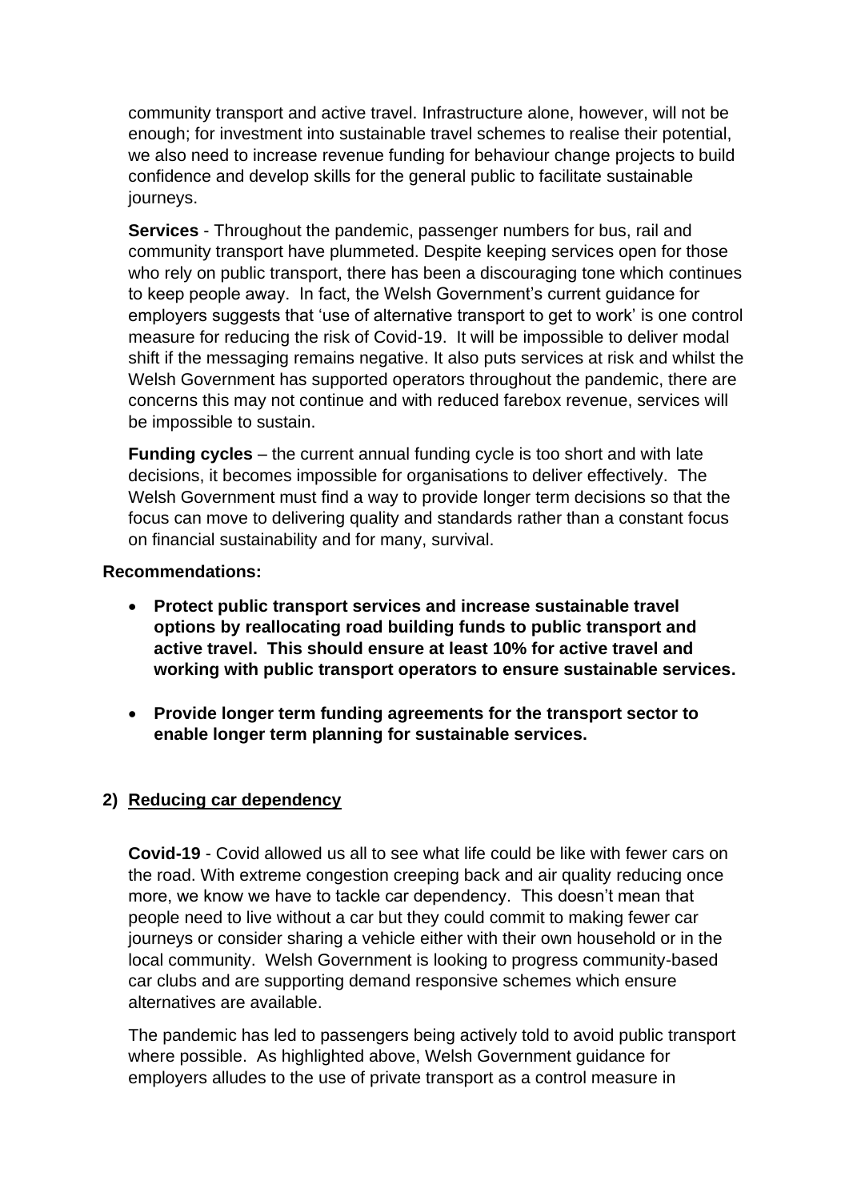community transport and active travel. Infrastructure alone, however, will not be enough; for investment into sustainable travel schemes to realise their potential, we also need to increase revenue funding for behaviour change projects to build confidence and develop skills for the general public to facilitate sustainable journeys.

**Services** - Throughout the pandemic, passenger numbers for bus, rail and community transport have plummeted. Despite keeping services open for those who rely on public transport, there has been a discouraging tone which continues to keep people away. In fact, the Welsh Government's current guidance for employers suggests that 'use of alternative transport to get to work' is one control measure for reducing the risk of Covid-19. It will be impossible to deliver modal shift if the messaging remains negative. It also puts services at risk and whilst the Welsh Government has supported operators throughout the pandemic, there are concerns this may not continue and with reduced farebox revenue, services will be impossible to sustain.

**Funding cycles** – the current annual funding cycle is too short and with late decisions, it becomes impossible for organisations to deliver effectively. The Welsh Government must find a way to provide longer term decisions so that the focus can move to delivering quality and standards rather than a constant focus on financial sustainability and for many, survival.

**Recommendations:**

- **Protect public transport services and increase sustainable travel options by reallocating road building funds to public transport and active travel. This should ensure at least 10% for active travel and working with public transport operators to ensure sustainable services.**
- **Provide longer term funding agreements for the transport sector to enable longer term planning for sustainable services.**

## 2) Reducing car dependency

**Covid-19** - Covid allowed us all to see what life could be like with fewer cars on the road. With extreme congestion creeping back and air quality reducing once more, we know we have to tackle car dependency. This doesn't mean that people need to live without a car but they could commit to making fewer car journeys or consider sharing a vehicle either with their own household or in the local community. Welsh Government is looking to progress community-based car clubs and are supporting demand responsive schemes which ensure alternatives are available.

The pandemic has led to passengers being actively told to avoid public transport where possible. As highlighted above, Welsh Government guidance for employers alludes to the use of private transport as a control measure in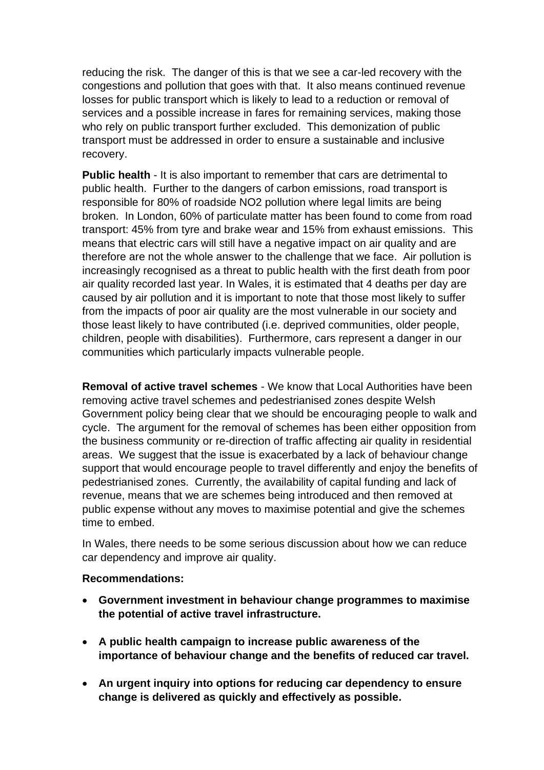reducing the risk. The danger of this is that we see a car-led recovery with the congestions and pollution that goes with that. It also means continued revenue losses for public transport which is likely to lead to a reduction or removal of services and a possible increase in fares for remaining services, making those who rely on public transport further excluded. This demonization of public transport must be addressed in order to ensure a sustainable and inclusive recovery.

**Public health** - It is also important to remember that cars are detrimental to public health. Further to the dangers of carbon emissions, road transport is responsible for 80% of roadside $NO_2$ pollution where legal limits are being broken. In London, 60% of particulate matter has been found to come from road transport: 45% from tyre and brake wear and 15% from exhaust emissions. This means that electric cars will still have a negative impact on air quality and are therefore are not the whole answer to the challenge that we face. Air pollution is increasingly recognised as a threat to public health with the first death from poor air quality recorded last year. In Wales, it is estimated that 4 deaths per day are caused by air pollution and it is important to note that those most likely to suffer from the impacts of poor air quality are the most vulnerable in our society and those least likely to have contributed (i.e. deprived communities, older people, children, people with disabilities). Furthermore, cars represent a danger in our communities which particularly impacts vulnerable people.

**Removal of active travel schemes** - We know that Local Authorities have been removing active travel schemes and pedestrianised zones despite Welsh Government policy being clear that we should be encouraging people to walk and cycle. The argument for the removal of schemes has been either opposition from the business community or re-direction of traffic affecting air quality in residential areas. We suggest that the issue is exacerbated by a lack of behaviour change support that would encourage people to travel differently and enjoy the benefits of pedestrianised zones. Currently, the availability of capital funding and lack of revenue, means that we are schemes being introduced and then removed at public expense without any moves to maximise potential and give the schemes time to embed.

In Wales, there needs to be some serious discussion about how we can reduce car dependency and improve air quality.

**Recommendations:**

- **Government investment in behaviour change programmes to maximise the potential of active travel infrastructure.**
- **A public health campaign to increase public awareness of the importance of behaviour change and the benefits of reduced car travel.**
- **An urgent inquiry into options for reducing car dependency to ensure change is delivered as quickly and effectively as possible.**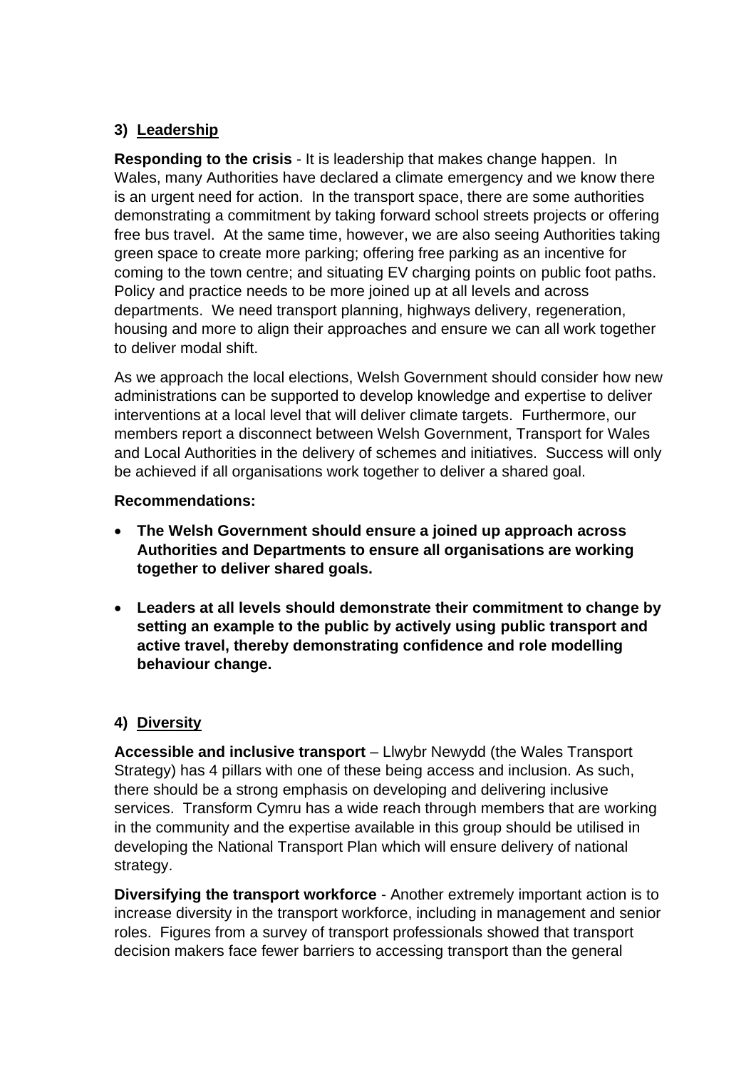## 3) Leadership

**Responding to the crisis** - It is leadership that makes change happen. In Wales, many Authorities have declared a climate emergency and we know there is an urgent need for action. In the transport space, there are some authorities demonstrating a commitment by taking forward school streets projects or offering free bus travel. At the same time, however, we are also seeing Authorities taking green space to create more parking; offering free parking as an incentive for coming to the town centre; and situating EV charging points on public foot paths. Policy and practice needs to be more joined up at all levels and across departments. We need transport planning, highways delivery, regeneration, housing and more to align their approaches and ensure we can all work together to deliver modal shift.

As we approach the local elections, Welsh Government should consider how new administrations can be supported to develop knowledge and expertise to deliver interventions at a local level that will deliver climate targets. Furthermore, our members report a disconnect between Welsh Government, Transport for Wales and Local Authorities in the delivery of schemes and initiatives. Success will only be achieved if all organisations work together to deliver a shared goal.

**Recommendations:**

- **The Welsh Government should ensure a joined up approach across Authorities and Departments to ensure all organisations are working together to deliver shared goals.**
- **Leaders at all levels should demonstrate their commitment to change by setting an example to the public by actively using public transport and active travel, thereby demonstrating confidence and role modelling behaviour change.**

## 4) Diversity

**Accessible and inclusive transport** – Llwybr Newydd (the Wales Transport Strategy) has 4 pillars with one of these being access and inclusion. As such, there should be a strong emphasis on developing and delivering inclusive services. Transform Cymru has a wide reach through members that are working in the community and the expertise available in this group should be utilised in developing the National Transport Plan which will ensure delivery of national strategy.

**Diversifying the transport workforce** - Another extremely important action is to increase diversity in the transport workforce, including in management and senior roles. Figures from a survey of transport professionals showed that transport decision makers face fewer barriers to accessing transport than the general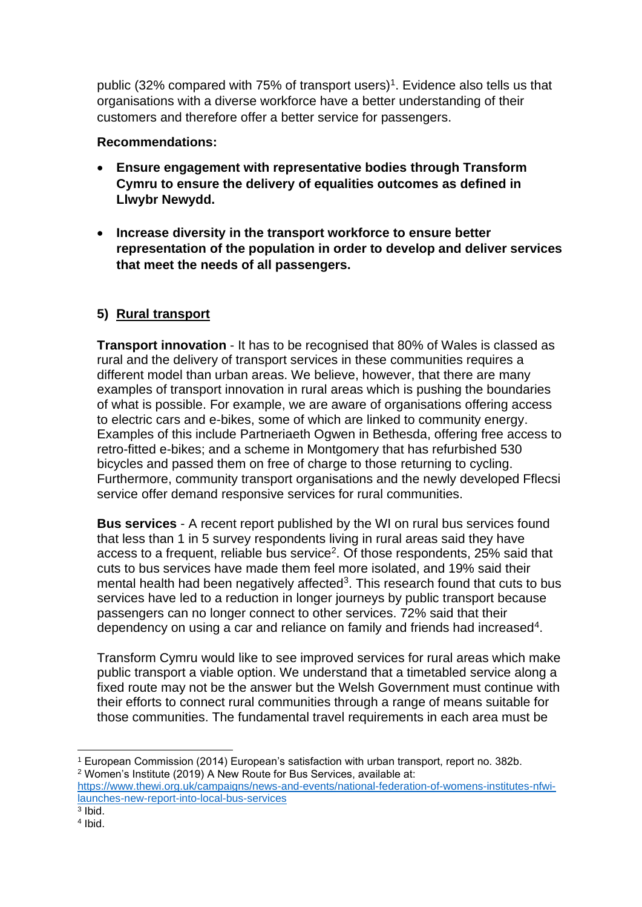public (32% compared with 75% of transport users)[1]. Evidence also tells us that organisations with a diverse workforce have a better understanding of their customers and therefore offer a better service for passengers.

**Recommendations:**

- **Ensure engagement with representative bodies through Transform Cymru to ensure the delivery of equalities outcomes as defined in Llwybr Newydd.**

- **Increase diversity in the transport workforce to ensure better representation of the population in order to develop and deliver services that meet the needs of all passengers.**

## 5) Rural transport

**Transport innovation** - It has to be recognised that 80% of Wales is classed as rural and the delivery of transport services in these communities requires a different model than urban areas. We believe, however, that there are many examples of transport innovation in rural areas which is pushing the boundaries of what is possible. For example, we are aware of organisations offering access to electric cars and e-bikes, some of which are linked to community energy. Examples of this include Partneriaeth Ogwen in Bethesda, offering free access to retro-fitted e-bikes; and a scheme in Montgomery that has refurbished 530 bicycles and passed them on free of charge to those returning to cycling. Furthermore, community transport organisations and the newly developed Fflecsi service offer demand responsive services for rural communities.

**Bus services** - A recent report published by the WI on rural bus services found that less than 1 in 5 survey respondents living in rural areas said they have access to a frequent, reliable bus service[2]. Of those respondents, 25% said that cuts to bus services have made them feel more isolated, and 19% said their mental health had been negatively affected[3]. This research found that cuts to bus services have led to a reduction in longer journeys by public transport because passengers can no longer connect to other services. 72% said that their dependency on using a car and reliance on family and friends had increased[4].

Transform Cymru would like to see improved services for rural areas which make public transport a viable option. We understand that a timetabled service along a fixed route may not be the answer but the Welsh Government must continue with their efforts to connect rural communities through a range of means suitable for those communities. The fundamental travel requirements in each area must be

---

[1] European Commission (2014) European's satisfaction with urban transport, report no. 382b.

[2] Women's Institute (2019) A New Route for Bus Services, available at: https://www.thewi.org.uk/campaigns/news-and-events/national-federation-of-womens-institutes-nfwi-launches-new-report-into-local-bus-services

[3] Ibid.

[4] Ibid.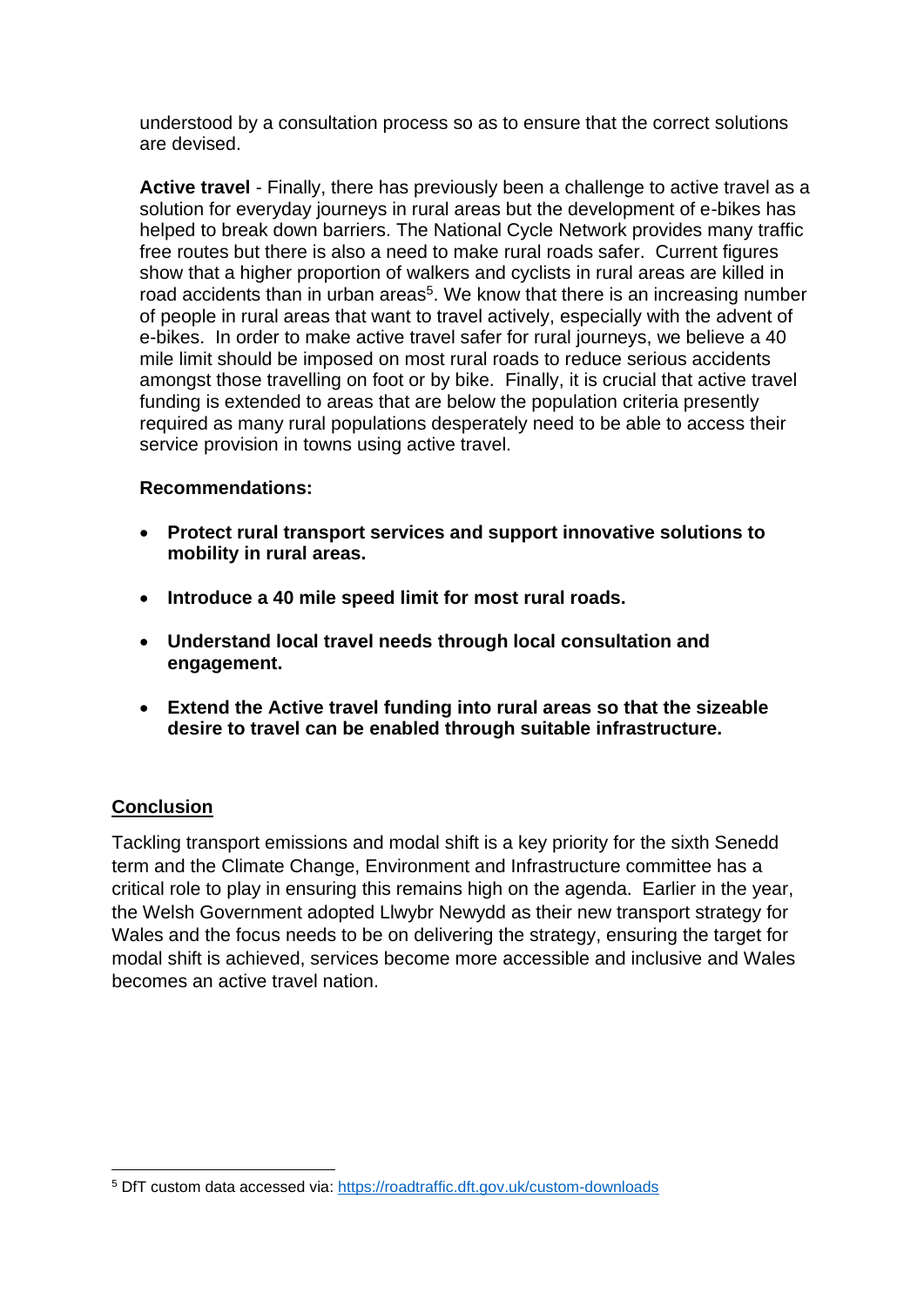understood by a consultation process so as to ensure that the correct solutions are devised.

**Active travel** - Finally, there has previously been a challenge to active travel as a solution for everyday journeys in rural areas but the development of e-bikes has helped to break down barriers. The National Cycle Network provides many traffic free routes but there is also a need to make rural roads safer. Current figures show that a higher proportion of walkers and cyclists in rural areas are killed in road accidents than in urban areas[5]. We know that there is an increasing number of people in rural areas that want to travel actively, especially with the advent of e-bikes. In order to make active travel safer for rural journeys, we believe a 40 mile limit should be imposed on most rural roads to reduce serious accidents amongst those travelling on foot or by bike. Finally, it is crucial that active travel funding is extended to areas that are below the population criteria presently required as many rural populations desperately need to be able to access their service provision in towns using active travel.

**Recommendations:**

- **Protect rural transport services and support innovative solutions to mobility in rural areas.**
- **Introduce a 40 mile speed limit for most rural roads.**
- **Understand local travel needs through local consultation and engagement.**
- **Extend the Active travel funding into rural areas so that the sizeable desire to travel can be enabled through suitable infrastructure.**

## Conclusion

Tackling transport emissions and modal shift is a key priority for the sixth Senedd term and the Climate Change, Environment and Infrastructure committee has a critical role to play in ensuring this remains high on the agenda. Earlier in the year, the Welsh Government adopted Llwybr Newydd as their new transport strategy for Wales and the focus needs to be on delivering the strategy, ensuring the target for modal shift is achieved, services become more accessible and inclusive and Wales becomes an active travel nation.

---

[5] DfT custom data accessed via: https://roadtraffic.dft.gov.uk/custom-downloads